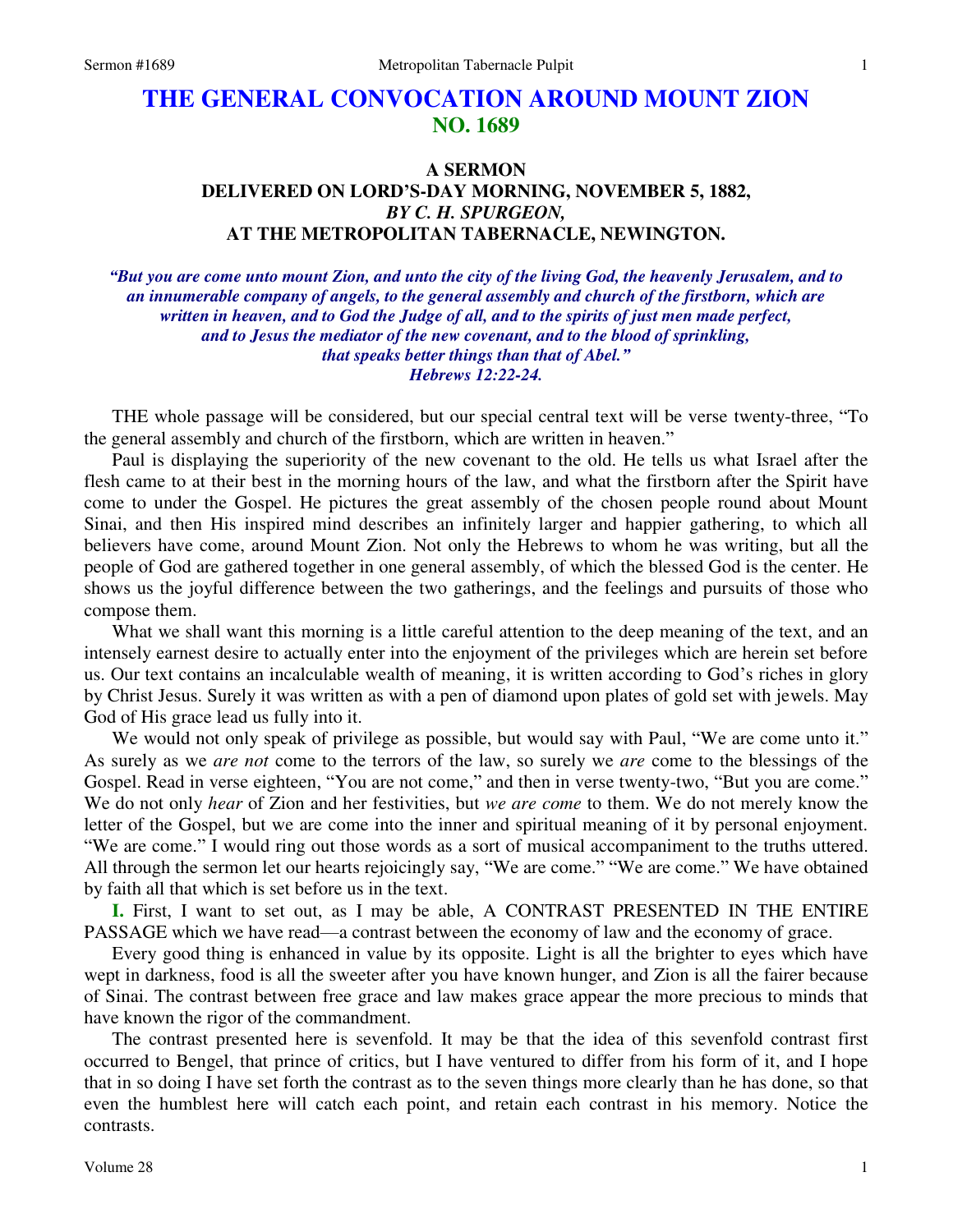# THE GENERAL CONVOCATION AROUND MOUNT ZION
## NO. 1689

### A SERMON
### DELIVERED ON LORD'S-DAY MORNING, NOVEMBER 5, 1882,
### *BY C. H. SPURGEON,*
### AT THE METROPOLITAN TABERNACLE, NEWINGTON.

***"But you are come unto mount Zion, and unto the city of the living God, the heavenly Jerusalem, and to an innumerable company of angels, to the general assembly and church of the firstborn, which are written in heaven, and to God the Judge of all, and to the spirits of just men made perfect, and to Jesus the mediator of the new covenant, and to the blood of sprinkling, that speaks better things than that of Abel."***
***Hebrews 12:22-24.***

THE whole passage will be considered, but our special central text will be verse twenty-three, "To the general assembly and church of the firstborn, which are written in heaven."

Paul is displaying the superiority of the new covenant to the old. He tells us what Israel after the flesh came to at their best in the morning hours of the law, and what the firstborn after the Spirit have come to under the Gospel. He pictures the great assembly of the chosen people round about Mount Sinai, and then His inspired mind describes an infinitely larger and happier gathering, to which all believers have come, around Mount Zion. Not only the Hebrews to whom he was writing, but all the people of God are gathered together in one general assembly, of which the blessed God is the center. He shows us the joyful difference between the two gatherings, and the feelings and pursuits of those who compose them.

What we shall want this morning is a little careful attention to the deep meaning of the text, and an intensely earnest desire to actually enter into the enjoyment of the privileges which are herein set before us. Our text contains an incalculable wealth of meaning, it is written according to God's riches in glory by Christ Jesus. Surely it was written as with a pen of diamond upon plates of gold set with jewels. May God of His grace lead us fully into it.

We would not only speak of privilege as possible, but would say with Paul, "We are come unto it." As surely as we *are not* come to the terrors of the law, so surely we *are* come to the blessings of the Gospel. Read in verse eighteen, "You are not come," and then in verse twenty-two, "But you are come." We do not only *hear* of Zion and her festivities, but *we are come* to them. We do not merely know the letter of the Gospel, but we are come into the inner and spiritual meaning of it by personal enjoyment. "We are come." I would ring out those words as a sort of musical accompaniment to the truths uttered. All through the sermon let our hearts rejoicingly say, "We are come." "We are come." We have obtained by faith all that which is set before us in the text.

**I.** First, I want to set out, as I may be able, A CONTRAST PRESENTED IN THE ENTIRE PASSAGE which we have read—a contrast between the economy of law and the economy of grace.

Every good thing is enhanced in value by its opposite. Light is all the brighter to eyes which have wept in darkness, food is all the sweeter after you have known hunger, and Zion is all the fairer because of Sinai. The contrast between free grace and law makes grace appear the more precious to minds that have known the rigor of the commandment.

The contrast presented here is sevenfold. It may be that the idea of this sevenfold contrast first occurred to Bengel, that prince of critics, but I have ventured to differ from his form of it, and I hope that in so doing I have set forth the contrast as to the seven things more clearly than he has done, so that even the humblest here will catch each point, and retain each contrast in his memory. Notice the contrasts.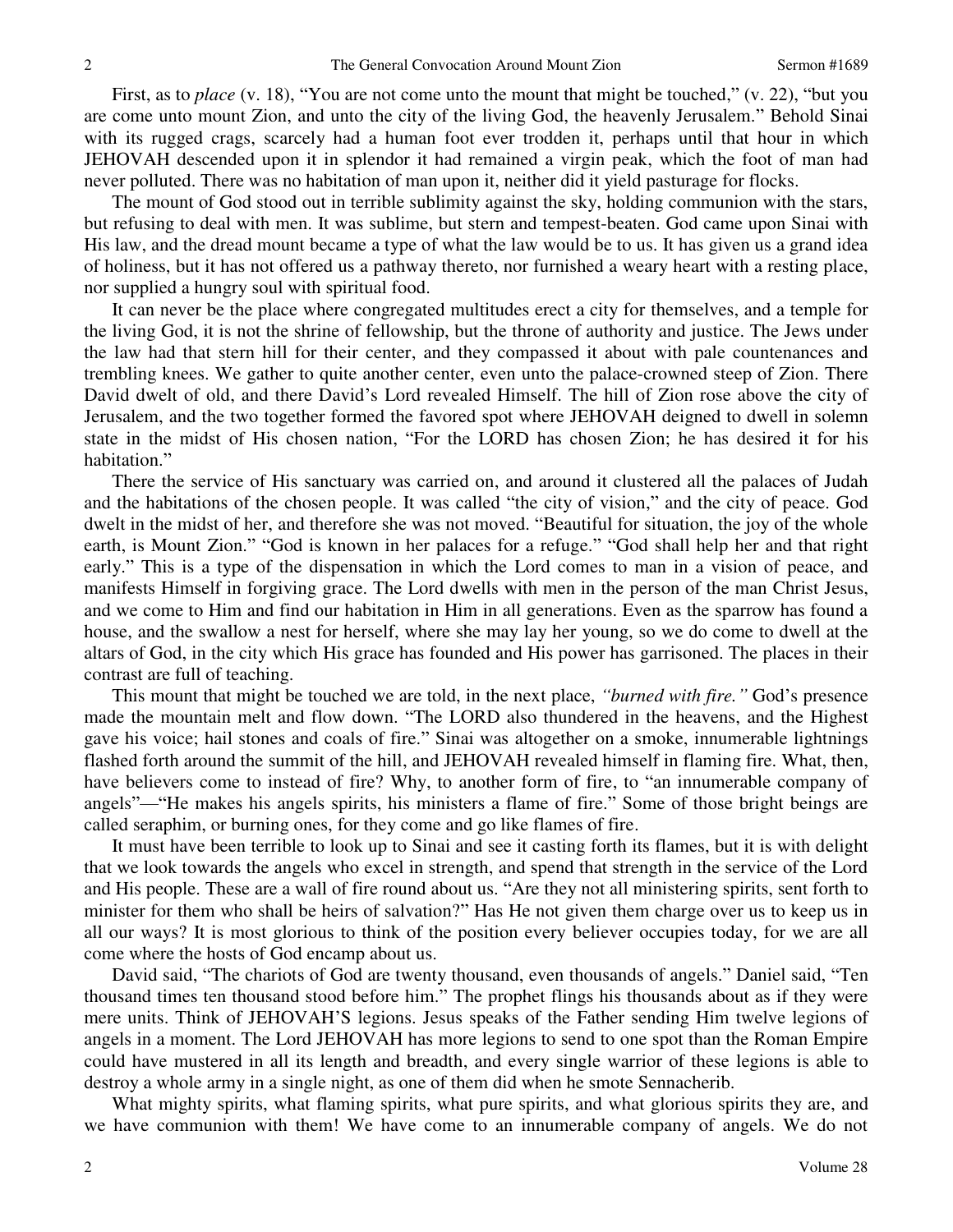First, as to *place* (v. 18), "You are not come unto the mount that might be touched," (v. 22), "but you are come unto mount Zion, and unto the city of the living God, the heavenly Jerusalem." Behold Sinai with its rugged crags, scarcely had a human foot ever trodden it, perhaps until that hour in which JEHOVAH descended upon it in splendor it had remained a virgin peak, which the foot of man had never polluted. There was no habitation of man upon it, neither did it yield pasturage for flocks.

The mount of God stood out in terrible sublimity against the sky, holding communion with the stars, but refusing to deal with men. It was sublime, but stern and tempest-beaten. God came upon Sinai with His law, and the dread mount became a type of what the law would be to us. It has given us a grand idea of holiness, but it has not offered us a pathway thereto, nor furnished a weary heart with a resting place, nor supplied a hungry soul with spiritual food.

It can never be the place where congregated multitudes erect a city for themselves, and a temple for the living God, it is not the shrine of fellowship, but the throne of authority and justice. The Jews under the law had that stern hill for their center, and they compassed it about with pale countenances and trembling knees. We gather to quite another center, even unto the palace-crowned steep of Zion. There David dwelt of old, and there David's Lord revealed Himself. The hill of Zion rose above the city of Jerusalem, and the two together formed the favored spot where JEHOVAH deigned to dwell in solemn state in the midst of His chosen nation, "For the LORD has chosen Zion; he has desired it for his habitation."

There the service of His sanctuary was carried on, and around it clustered all the palaces of Judah and the habitations of the chosen people. It was called "the city of vision," and the city of peace. God dwelt in the midst of her, and therefore she was not moved. "Beautiful for situation, the joy of the whole earth, is Mount Zion." "God is known in her palaces for a refuge." "God shall help her and that right early." This is a type of the dispensation in which the Lord comes to man in a vision of peace, and manifests Himself in forgiving grace. The Lord dwells with men in the person of the man Christ Jesus, and we come to Him and find our habitation in Him in all generations. Even as the sparrow has found a house, and the swallow a nest for herself, where she may lay her young, so we do come to dwell at the altars of God, in the city which His grace has founded and His power has garrisoned. The places in their contrast are full of teaching.

This mount that might be touched we are told, in the next place, *"burned with fire."* God's presence made the mountain melt and flow down. "The LORD also thundered in the heavens, and the Highest gave his voice; hail stones and coals of fire." Sinai was altogether on a smoke, innumerable lightnings flashed forth around the summit of the hill, and JEHOVAH revealed himself in flaming fire. What, then, have believers come to instead of fire? Why, to another form of fire, to "an innumerable company of angels"—"He makes his angels spirits, his ministers a flame of fire." Some of those bright beings are called seraphim, or burning ones, for they come and go like flames of fire.

It must have been terrible to look up to Sinai and see it casting forth its flames, but it is with delight that we look towards the angels who excel in strength, and spend that strength in the service of the Lord and His people. These are a wall of fire round about us. "Are they not all ministering spirits, sent forth to minister for them who shall be heirs of salvation?" Has He not given them charge over us to keep us in all our ways? It is most glorious to think of the position every believer occupies today, for we are all come where the hosts of God encamp about us.

David said, "The chariots of God are twenty thousand, even thousands of angels." Daniel said, "Ten thousand times ten thousand stood before him." The prophet flings his thousands about as if they were mere units. Think of JEHOVAH'S legions. Jesus speaks of the Father sending Him twelve legions of angels in a moment. The Lord JEHOVAH has more legions to send to one spot than the Roman Empire could have mustered in all its length and breadth, and every single warrior of these legions is able to destroy a whole army in a single night, as one of them did when he smote Sennacherib.

What mighty spirits, what flaming spirits, what pure spirits, and what glorious spirits they are, and we have communion with them! We have come to an innumerable company of angels. We do not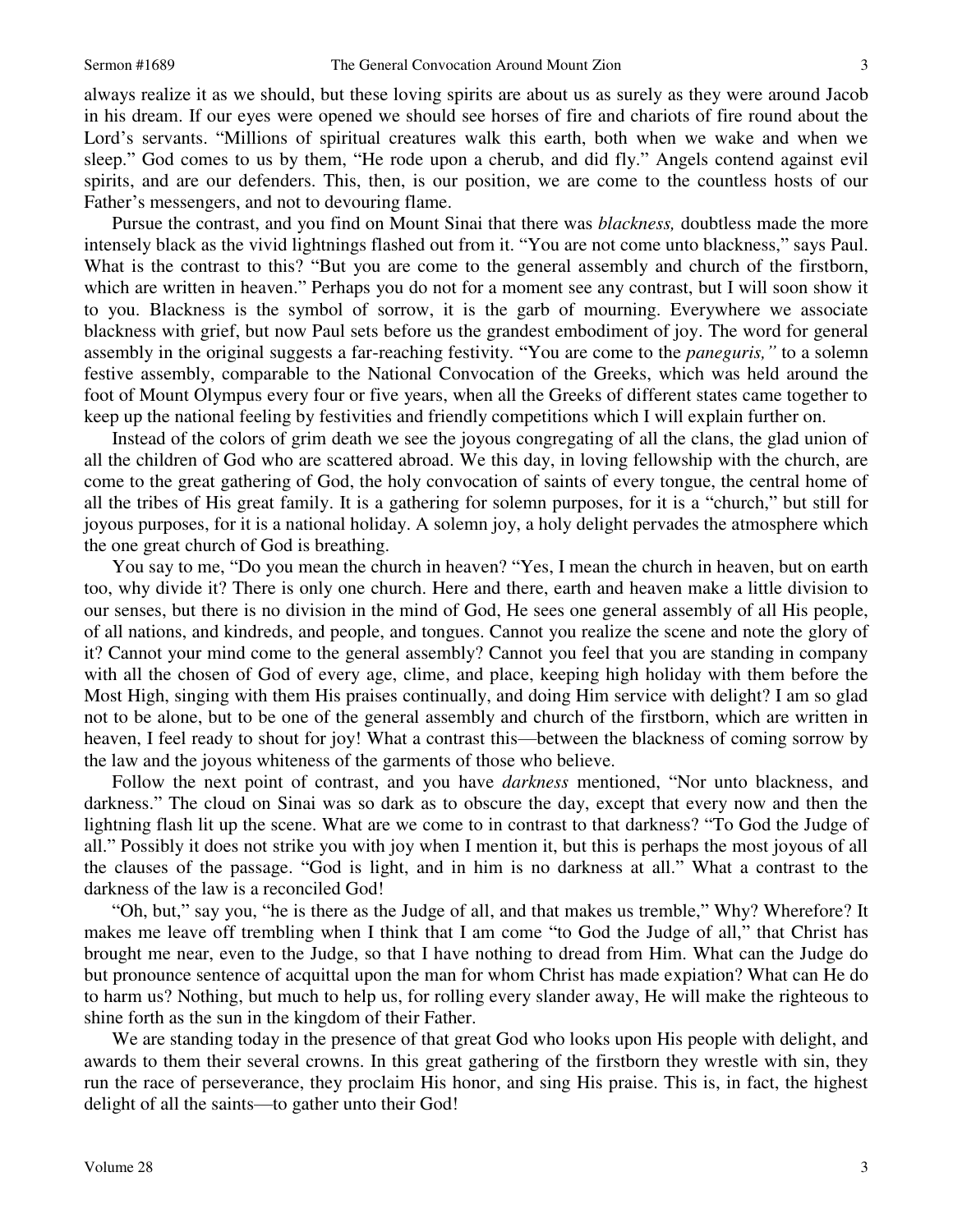always realize it as we should, but these loving spirits are about us as surely as they were around Jacob in his dream. If our eyes were opened we should see horses of fire and chariots of fire round about the Lord's servants. "Millions of spiritual creatures walk this earth, both when we wake and when we sleep." God comes to us by them, "He rode upon a cherub, and did fly." Angels contend against evil spirits, and are our defenders. This, then, is our position, we are come to the countless hosts of our Father's messengers, and not to devouring flame.

Pursue the contrast, and you find on Mount Sinai that there was *blackness,* doubtless made the more intensely black as the vivid lightnings flashed out from it. "You are not come unto blackness," says Paul. What is the contrast to this? "But you are come to the general assembly and church of the firstborn, which are written in heaven." Perhaps you do not for a moment see any contrast, but I will soon show it to you. Blackness is the symbol of sorrow, it is the garb of mourning. Everywhere we associate blackness with grief, but now Paul sets before us the grandest embodiment of joy. The word for general assembly in the original suggests a far-reaching festivity. "You are come to the *paneguris,"* to a solemn festive assembly, comparable to the National Convocation of the Greeks, which was held around the foot of Mount Olympus every four or five years, when all the Greeks of different states came together to keep up the national feeling by festivities and friendly competitions which I will explain further on.

Instead of the colors of grim death we see the joyous congregating of all the clans, the glad union of all the children of God who are scattered abroad. We this day, in loving fellowship with the church, are come to the great gathering of God, the holy convocation of saints of every tongue, the central home of all the tribes of His great family. It is a gathering for solemn purposes, for it is a "church," but still for joyous purposes, for it is a national holiday. A solemn joy, a holy delight pervades the atmosphere which the one great church of God is breathing.

You say to me, "Do you mean the church in heaven? "Yes, I mean the church in heaven, but on earth too, why divide it? There is only one church. Here and there, earth and heaven make a little division to our senses, but there is no division in the mind of God, He sees one general assembly of all His people, of all nations, and kindreds, and people, and tongues. Cannot you realize the scene and note the glory of it? Cannot your mind come to the general assembly? Cannot you feel that you are standing in company with all the chosen of God of every age, clime, and place, keeping high holiday with them before the Most High, singing with them His praises continually, and doing Him service with delight? I am so glad not to be alone, but to be one of the general assembly and church of the firstborn, which are written in heaven, I feel ready to shout for joy! What a contrast this—between the blackness of coming sorrow by the law and the joyous whiteness of the garments of those who believe.

Follow the next point of contrast, and you have *darkness* mentioned, "Nor unto blackness, and darkness." The cloud on Sinai was so dark as to obscure the day, except that every now and then the lightning flash lit up the scene. What are we come to in contrast to that darkness? "To God the Judge of all." Possibly it does not strike you with joy when I mention it, but this is perhaps the most joyous of all the clauses of the passage. "God is light, and in him is no darkness at all." What a contrast to the darkness of the law is a reconciled God!

"Oh, but," say you, "he is there as the Judge of all, and that makes us tremble," Why? Wherefore? It makes me leave off trembling when I think that I am come "to God the Judge of all," that Christ has brought me near, even to the Judge, so that I have nothing to dread from Him. What can the Judge do but pronounce sentence of acquittal upon the man for whom Christ has made expiation? What can He do to harm us? Nothing, but much to help us, for rolling every slander away, He will make the righteous to shine forth as the sun in the kingdom of their Father.

We are standing today in the presence of that great God who looks upon His people with delight, and awards to them their several crowns. In this great gathering of the firstborn they wrestle with sin, they run the race of perseverance, they proclaim His honor, and sing His praise. This is, in fact, the highest delight of all the saints—to gather unto their God!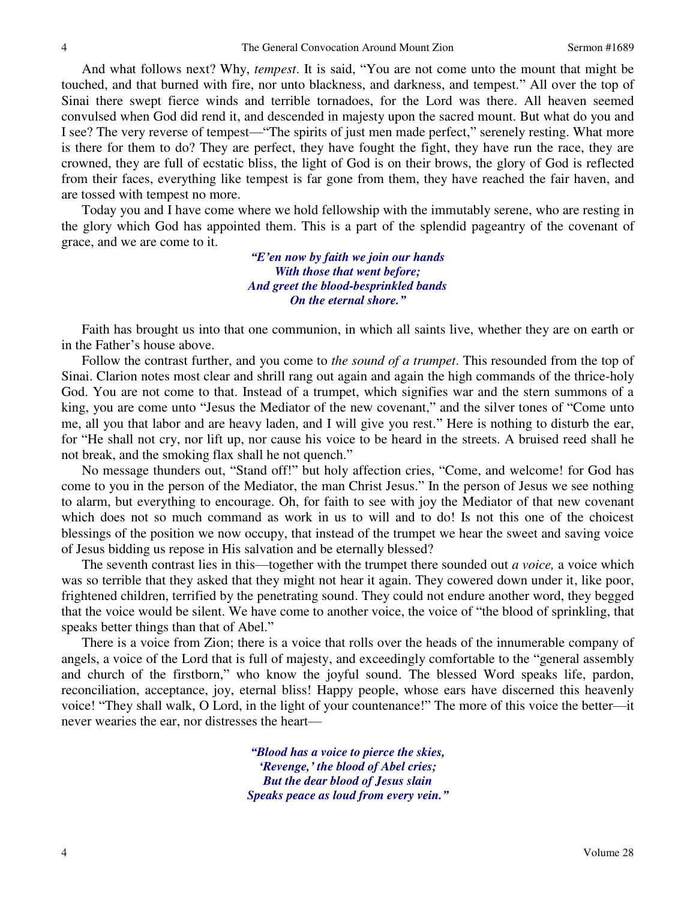And what follows next? Why, *tempest*. It is said, "You are not come unto the mount that might be touched, and that burned with fire, nor unto blackness, and darkness, and tempest." All over the top of Sinai there swept fierce winds and terrible tornadoes, for the Lord was there. All heaven seemed convulsed when God did rend it, and descended in majesty upon the sacred mount. But what do you and I see? The very reverse of tempest—"The spirits of just men made perfect," serenely resting. What more is there for them to do? They are perfect, they have fought the fight, they have run the race, they are crowned, they are full of ecstatic bliss, the light of God is on their brows, the glory of God is reflected from their faces, everything like tempest is far gone from them, they have reached the fair haven, and are tossed with tempest no more.

Today you and I have come where we hold fellowship with the immutably serene, who are resting in the glory which God has appointed them. This is a part of the splendid pageantry of the covenant of grace, and we are come to it.

> ***"E'en now by faith we join our hands***
> ***With those that went before;***
> ***And greet the blood-besprinkled bands***
> ***On the eternal shore."***

Faith has brought us into that one communion, in which all saints live, whether they are on earth or in the Father's house above.

Follow the contrast further, and you come to *the sound of a trumpet*. This resounded from the top of Sinai. Clarion notes most clear and shrill rang out again and again the high commands of the thrice-holy God. You are not come to that. Instead of a trumpet, which signifies war and the stern summons of a king, you are come unto "Jesus the Mediator of the new covenant," and the silver tones of "Come unto me, all you that labor and are heavy laden, and I will give you rest." Here is nothing to disturb the ear, for "He shall not cry, nor lift up, nor cause his voice to be heard in the streets. A bruised reed shall he not break, and the smoking flax shall he not quench."

No message thunders out, "Stand off!" but holy affection cries, "Come, and welcome! for God has come to you in the person of the Mediator, the man Christ Jesus." In the person of Jesus we see nothing to alarm, but everything to encourage. Oh, for faith to see with joy the Mediator of that new covenant which does not so much command as work in us to will and to do! Is not this one of the choicest blessings of the position we now occupy, that instead of the trumpet we hear the sweet and saving voice of Jesus bidding us repose in His salvation and be eternally blessed?

The seventh contrast lies in this—together with the trumpet there sounded out *a voice,* a voice which was so terrible that they asked that they might not hear it again. They cowered down under it, like poor, frightened children, terrified by the penetrating sound. They could not endure another word, they begged that the voice would be silent. We have come to another voice, the voice of "the blood of sprinkling, that speaks better things than that of Abel."

There is a voice from Zion; there is a voice that rolls over the heads of the innumerable company of angels, a voice of the Lord that is full of majesty, and exceedingly comfortable to the "general assembly and church of the firstborn," who know the joyful sound. The blessed Word speaks life, pardon, reconciliation, acceptance, joy, eternal bliss! Happy people, whose ears have discerned this heavenly voice! "They shall walk, O Lord, in the light of your countenance!" The more of this voice the better—it never wearies the ear, nor distresses the heart—

> ***"Blood has a voice to pierce the skies,***
> ***'Revenge,' the blood of Abel cries;***
> ***But the dear blood of Jesus slain***
> ***Speaks peace as loud from every vein."***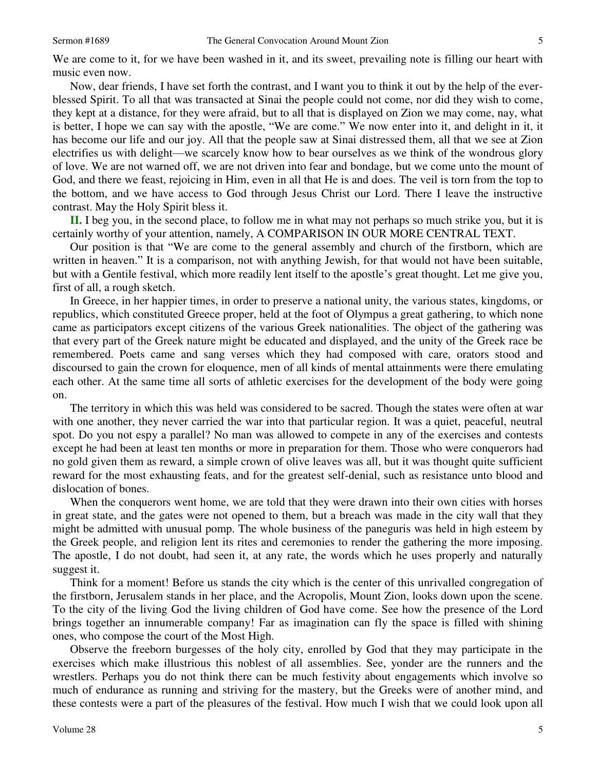We are come to it, for we have been washed in it, and its sweet, prevailing note is filling our heart with music even now.

Now, dear friends, I have set forth the contrast, and I want you to think it out by the help of the ever-blessed Spirit. To all that was transacted at Sinai the people could not come, nor did they wish to come, they kept at a distance, for they were afraid, but to all that is displayed on Zion we may come, nay, what is better, I hope we can say with the apostle, "We are come." We now enter into it, and delight in it, it has become our life and our joy. All that the people saw at Sinai distressed them, all that we see at Zion electrifies us with delight—we scarcely know how to bear ourselves as we think of the wondrous glory of love. We are not warned off, we are not driven into fear and bondage, but we come unto the mount of God, and there we feast, rejoicing in Him, even in all that He is and does. The veil is torn from the top to the bottom, and we have access to God through Jesus Christ our Lord. There I leave the instructive contrast. May the Holy Spirit bless it.

**II.** I beg you, in the second place, to follow me in what may not perhaps so much strike you, but it is certainly worthy of your attention, namely, A COMPARISON IN OUR MORE CENTRAL TEXT.

Our position is that "We are come to the general assembly and church of the firstborn, which are written in heaven." It is a comparison, not with anything Jewish, for that would not have been suitable, but with a Gentile festival, which more readily lent itself to the apostle's great thought. Let me give you, first of all, a rough sketch.

In Greece, in her happier times, in order to preserve a national unity, the various states, kingdoms, or republics, which constituted Greece proper, held at the foot of Olympus a great gathering, to which none came as participators except citizens of the various Greek nationalities. The object of the gathering was that every part of the Greek nature might be educated and displayed, and the unity of the Greek race be remembered. Poets came and sang verses which they had composed with care, orators stood and discoursed to gain the crown for eloquence, men of all kinds of mental attainments were there emulating each other. At the same time all sorts of athletic exercises for the development of the body were going on.

The territory in which this was held was considered to be sacred. Though the states were often at war with one another, they never carried the war into that particular region. It was a quiet, peaceful, neutral spot. Do you not espy a parallel? No man was allowed to compete in any of the exercises and contests except he had been at least ten months or more in preparation for them. Those who were conquerors had no gold given them as reward, a simple crown of olive leaves was all, but it was thought quite sufficient reward for the most exhausting feats, and for the greatest self-denial, such as resistance unto blood and dislocation of bones.

When the conquerors went home, we are told that they were drawn into their own cities with horses in great state, and the gates were not opened to them, but a breach was made in the city wall that they might be admitted with unusual pomp. The whole business of the paneguris was held in high esteem by the Greek people, and religion lent its rites and ceremonies to render the gathering the more imposing. The apostle, I do not doubt, had seen it, at any rate, the words which he uses properly and naturally suggest it.

Think for a moment! Before us stands the city which is the center of this unrivalled congregation of the firstborn, Jerusalem stands in her place, and the Acropolis, Mount Zion, looks down upon the scene. To the city of the living God the living children of God have come. See how the presence of the Lord brings together an innumerable company! Far as imagination can fly the space is filled with shining ones, who compose the court of the Most High.

Observe the freeborn burgesses of the holy city, enrolled by God that they may participate in the exercises which make illustrious this noblest of all assemblies. See, yonder are the runners and the wrestlers. Perhaps you do not think there can be much festivity about engagements which involve so much of endurance as running and striving for the mastery, but the Greeks were of another mind, and these contests were a part of the pleasures of the festival. How much I wish that we could look upon all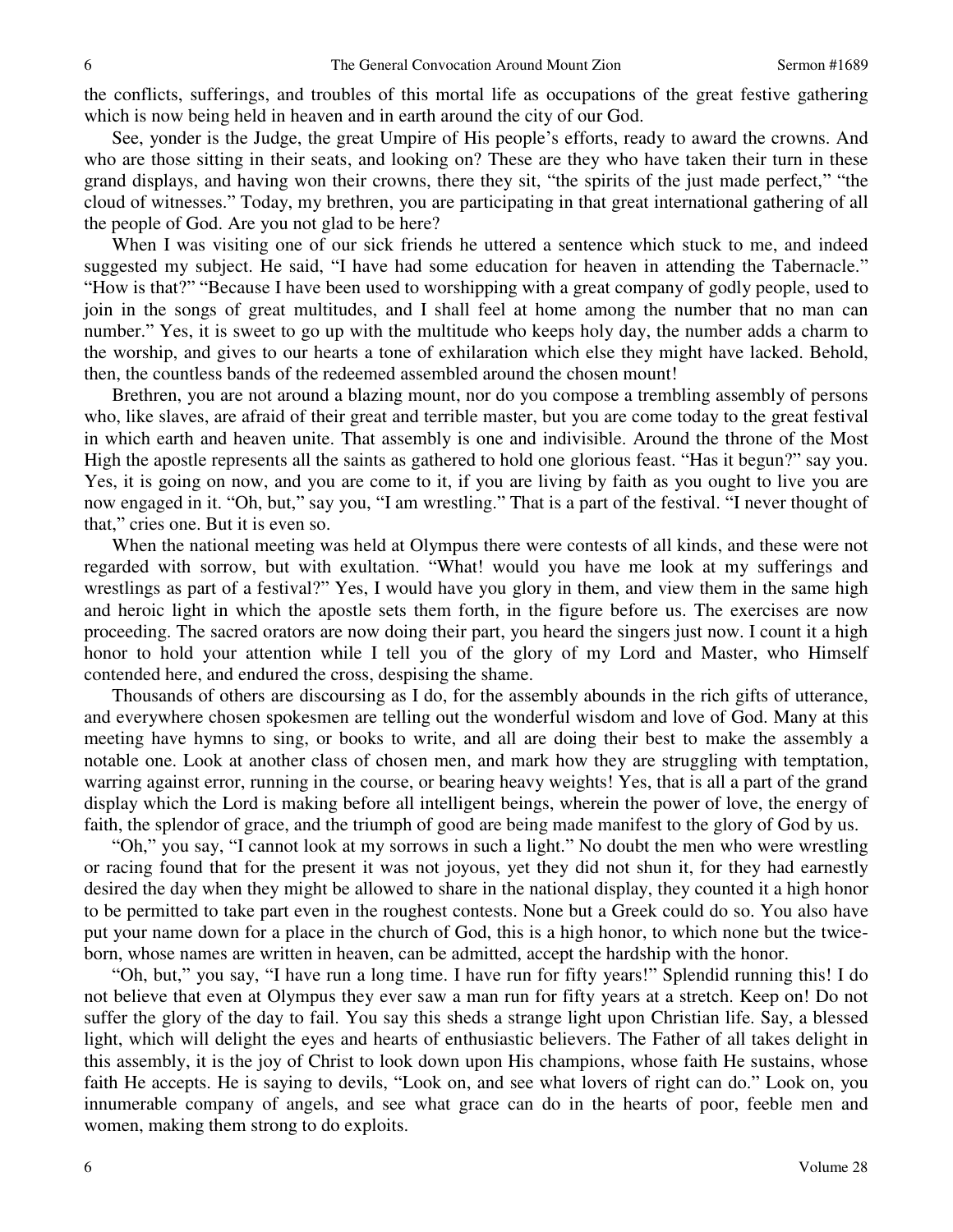the conflicts, sufferings, and troubles of this mortal life as occupations of the great festive gathering which is now being held in heaven and in earth around the city of our God.

See, yonder is the Judge, the great Umpire of His people's efforts, ready to award the crowns. And who are those sitting in their seats, and looking on? These are they who have taken their turn in these grand displays, and having won their crowns, there they sit, "the spirits of the just made perfect," "the cloud of witnesses." Today, my brethren, you are participating in that great international gathering of all the people of God. Are you not glad to be here?

When I was visiting one of our sick friends he uttered a sentence which stuck to me, and indeed suggested my subject. He said, "I have had some education for heaven in attending the Tabernacle." "How is that?" "Because I have been used to worshipping with a great company of godly people, used to join in the songs of great multitudes, and I shall feel at home among the number that no man can number." Yes, it is sweet to go up with the multitude who keeps holy day, the number adds a charm to the worship, and gives to our hearts a tone of exhilaration which else they might have lacked. Behold, then, the countless bands of the redeemed assembled around the chosen mount!

Brethren, you are not around a blazing mount, nor do you compose a trembling assembly of persons who, like slaves, are afraid of their great and terrible master, but you are come today to the great festival in which earth and heaven unite. That assembly is one and indivisible. Around the throne of the Most High the apostle represents all the saints as gathered to hold one glorious feast. "Has it begun?" say you. Yes, it is going on now, and you are come to it, if you are living by faith as you ought to live you are now engaged in it. "Oh, but," say you, "I am wrestling." That is a part of the festival. "I never thought of that," cries one. But it is even so.

When the national meeting was held at Olympus there were contests of all kinds, and these were not regarded with sorrow, but with exultation. "What! would you have me look at my sufferings and wrestlings as part of a festival?" Yes, I would have you glory in them, and view them in the same high and heroic light in which the apostle sets them forth, in the figure before us. The exercises are now proceeding. The sacred orators are now doing their part, you heard the singers just now. I count it a high honor to hold your attention while I tell you of the glory of my Lord and Master, who Himself contended here, and endured the cross, despising the shame.

Thousands of others are discoursing as I do, for the assembly abounds in the rich gifts of utterance, and everywhere chosen spokesmen are telling out the wonderful wisdom and love of God. Many at this meeting have hymns to sing, or books to write, and all are doing their best to make the assembly a notable one. Look at another class of chosen men, and mark how they are struggling with temptation, warring against error, running in the course, or bearing heavy weights! Yes, that is all a part of the grand display which the Lord is making before all intelligent beings, wherein the power of love, the energy of faith, the splendor of grace, and the triumph of good are being made manifest to the glory of God by us.

"Oh," you say, "I cannot look at my sorrows in such a light." No doubt the men who were wrestling or racing found that for the present it was not joyous, yet they did not shun it, for they had earnestly desired the day when they might be allowed to share in the national display, they counted it a high honor to be permitted to take part even in the roughest contests. None but a Greek could do so. You also have put your name down for a place in the church of God, this is a high honor, to which none but the twice-born, whose names are written in heaven, can be admitted, accept the hardship with the honor.

"Oh, but," you say, "I have run a long time. I have run for fifty years!" Splendid running this! I do not believe that even at Olympus they ever saw a man run for fifty years at a stretch. Keep on! Do not suffer the glory of the day to fail. You say this sheds a strange light upon Christian life. Say, a blessed light, which will delight the eyes and hearts of enthusiastic believers. The Father of all takes delight in this assembly, it is the joy of Christ to look down upon His champions, whose faith He sustains, whose faith He accepts. He is saying to devils, "Look on, and see what lovers of right can do." Look on, you innumerable company of angels, and see what grace can do in the hearts of poor, feeble men and women, making them strong to do exploits.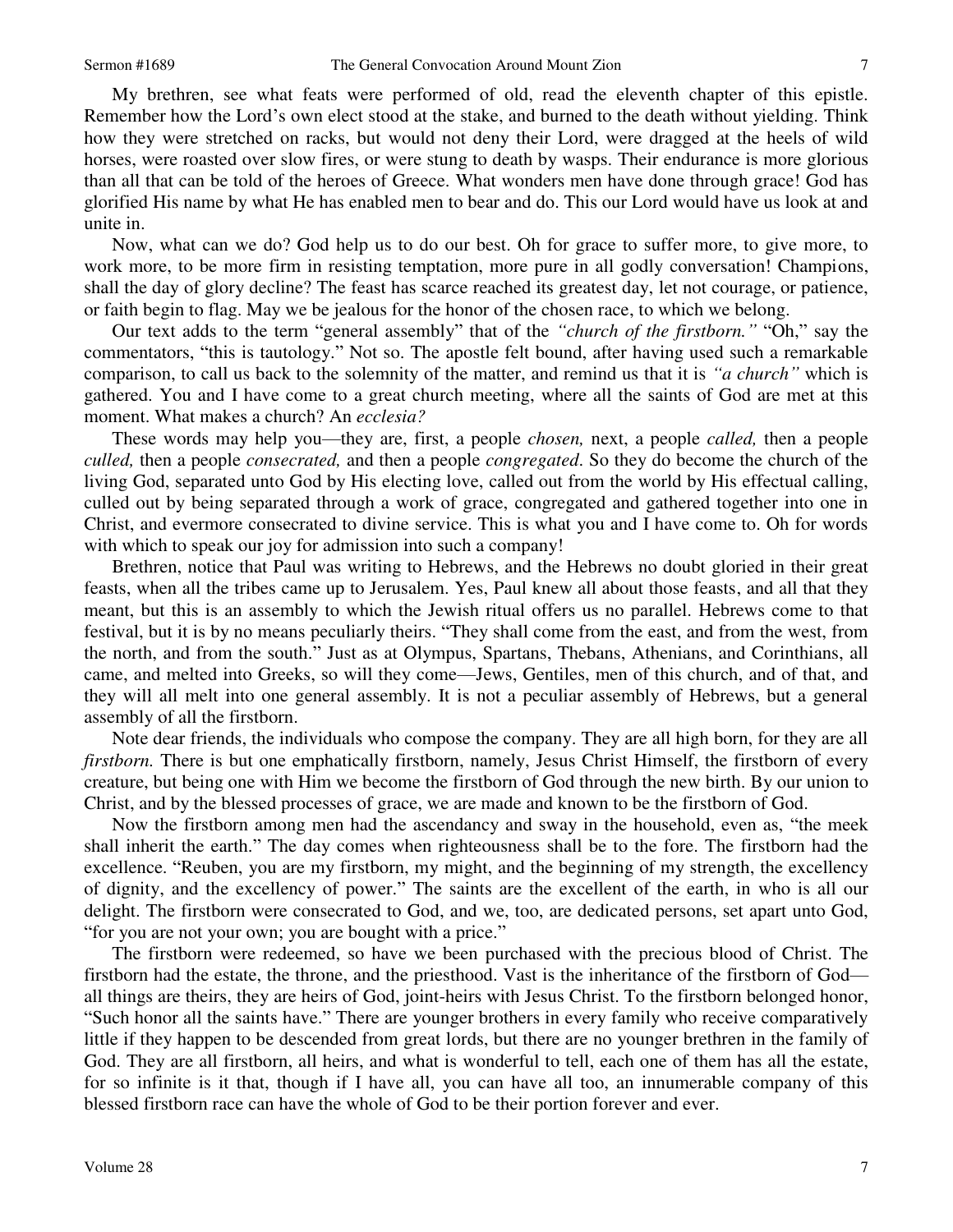My brethren, see what feats were performed of old, read the eleventh chapter of this epistle. Remember how the Lord's own elect stood at the stake, and burned to the death without yielding. Think how they were stretched on racks, but would not deny their Lord, were dragged at the heels of wild horses, were roasted over slow fires, or were stung to death by wasps. Their endurance is more glorious than all that can be told of the heroes of Greece. What wonders men have done through grace! God has glorified His name by what He has enabled men to bear and do. This our Lord would have us look at and unite in.

Now, what can we do? God help us to do our best. Oh for grace to suffer more, to give more, to work more, to be more firm in resisting temptation, more pure in all godly conversation! Champions, shall the day of glory decline? The feast has scarce reached its greatest day, let not courage, or patience, or faith begin to flag. May we be jealous for the honor of the chosen race, to which we belong.

Our text adds to the term "general assembly" that of the *"church of the firstborn."* "Oh," say the commentators, "this is tautology." Not so. The apostle felt bound, after having used such a remarkable comparison, to call us back to the solemnity of the matter, and remind us that it is *"a church"* which is gathered. You and I have come to a great church meeting, where all the saints of God are met at this moment. What makes a church? An *ecclesia?*

These words may help you—they are, first, a people *chosen,* next, a people *called,* then a people *culled,* then a people *consecrated,* and then a people *congregated*. So they do become the church of the living God, separated unto God by His electing love, called out from the world by His effectual calling, culled out by being separated through a work of grace, congregated and gathered together into one in Christ, and evermore consecrated to divine service. This is what you and I have come to. Oh for words with which to speak our joy for admission into such a company!

Brethren, notice that Paul was writing to Hebrews, and the Hebrews no doubt gloried in their great feasts, when all the tribes came up to Jerusalem. Yes, Paul knew all about those feasts, and all that they meant, but this is an assembly to which the Jewish ritual offers us no parallel. Hebrews come to that festival, but it is by no means peculiarly theirs. "They shall come from the east, and from the west, from the north, and from the south." Just as at Olympus, Spartans, Thebans, Athenians, and Corinthians, all came, and melted into Greeks, so will they come—Jews, Gentiles, men of this church, and of that, and they will all melt into one general assembly. It is not a peculiar assembly of Hebrews, but a general assembly of all the firstborn.

Note dear friends, the individuals who compose the company. They are all high born, for they are all *firstborn.* There is but one emphatically firstborn, namely, Jesus Christ Himself, the firstborn of every creature, but being one with Him we become the firstborn of God through the new birth. By our union to Christ, and by the blessed processes of grace, we are made and known to be the firstborn of God.

Now the firstborn among men had the ascendancy and sway in the household, even as, "the meek shall inherit the earth." The day comes when righteousness shall be to the fore. The firstborn had the excellence. "Reuben, you are my firstborn, my might, and the beginning of my strength, the excellency of dignity, and the excellency of power." The saints are the excellent of the earth, in who is all our delight. The firstborn were consecrated to God, and we, too, are dedicated persons, set apart unto God, "for you are not your own; you are bought with a price."

The firstborn were redeemed, so have we been purchased with the precious blood of Christ. The firstborn had the estate, the throne, and the priesthood. Vast is the inheritance of the firstborn of God—all things are theirs, they are heirs of God, joint-heirs with Jesus Christ. To the firstborn belonged honor, "Such honor all the saints have." There are younger brothers in every family who receive comparatively little if they happen to be descended from great lords, but there are no younger brethren in the family of God. They are all firstborn, all heirs, and what is wonderful to tell, each one of them has all the estate, for so infinite is it that, though if I have all, you can have all too, an innumerable company of this blessed firstborn race can have the whole of God to be their portion forever and ever.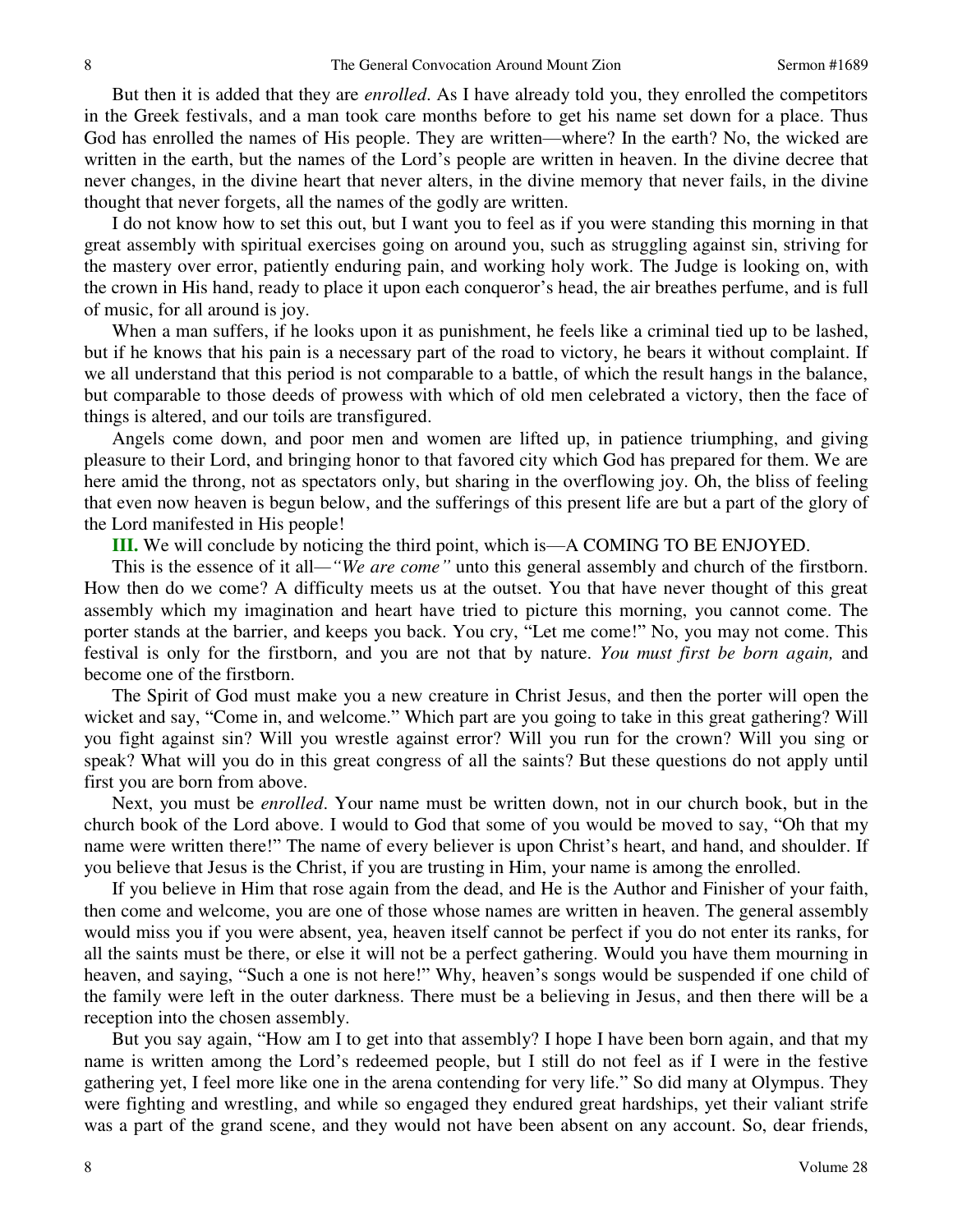But then it is added that they are *enrolled*. As I have already told you, they enrolled the competitors in the Greek festivals, and a man took care months before to get his name set down for a place. Thus God has enrolled the names of His people. They are written—where? In the earth? No, the wicked are written in the earth, but the names of the Lord's people are written in heaven. In the divine decree that never changes, in the divine heart that never alters, in the divine memory that never fails, in the divine thought that never forgets, all the names of the godly are written.

I do not know how to set this out, but I want you to feel as if you were standing this morning in that great assembly with spiritual exercises going on around you, such as struggling against sin, striving for the mastery over error, patiently enduring pain, and working holy work. The Judge is looking on, with the crown in His hand, ready to place it upon each conqueror's head, the air breathes perfume, and is full of music, for all around is joy.

When a man suffers, if he looks upon it as punishment, he feels like a criminal tied up to be lashed, but if he knows that his pain is a necessary part of the road to victory, he bears it without complaint. If we all understand that this period is not comparable to a battle, of which the result hangs in the balance, but comparable to those deeds of prowess with which of old men celebrated a victory, then the face of things is altered, and our toils are transfigured.

Angels come down, and poor men and women are lifted up, in patience triumphing, and giving pleasure to their Lord, and bringing honor to that favored city which God has prepared for them. We are here amid the throng, not as spectators only, but sharing in the overflowing joy. Oh, the bliss of feeling that even now heaven is begun below, and the sufferings of this present life are but a part of the glory of the Lord manifested in His people!

**III.** We will conclude by noticing the third point, which is—A COMING TO BE ENJOYED.

This is the essence of it all—*"We are come"* unto this general assembly and church of the firstborn. How then do we come? A difficulty meets us at the outset. You that have never thought of this great assembly which my imagination and heart have tried to picture this morning, you cannot come. The porter stands at the barrier, and keeps you back. You cry, "Let me come!" No, you may not come. This festival is only for the firstborn, and you are not that by nature. *You must first be born again,* and become one of the firstborn.

The Spirit of God must make you a new creature in Christ Jesus, and then the porter will open the wicket and say, "Come in, and welcome." Which part are you going to take in this great gathering? Will you fight against sin? Will you wrestle against error? Will you run for the crown? Will you sing or speak? What will you do in this great congress of all the saints? But these questions do not apply until first you are born from above.

Next, you must be *enrolled*. Your name must be written down, not in our church book, but in the church book of the Lord above. I would to God that some of you would be moved to say, "Oh that my name were written there!" The name of every believer is upon Christ's heart, and hand, and shoulder. If you believe that Jesus is the Christ, if you are trusting in Him, your name is among the enrolled.

If you believe in Him that rose again from the dead, and He is the Author and Finisher of your faith, then come and welcome, you are one of those whose names are written in heaven. The general assembly would miss you if you were absent, yea, heaven itself cannot be perfect if you do not enter its ranks, for all the saints must be there, or else it will not be a perfect gathering. Would you have them mourning in heaven, and saying, "Such a one is not here!" Why, heaven's songs would be suspended if one child of the family were left in the outer darkness. There must be a believing in Jesus, and then there will be a reception into the chosen assembly.

But you say again, "How am I to get into that assembly? I hope I have been born again, and that my name is written among the Lord's redeemed people, but I still do not feel as if I were in the festive gathering yet, I feel more like one in the arena contending for very life." So did many at Olympus. They were fighting and wrestling, and while so engaged they endured great hardships, yet their valiant strife was a part of the grand scene, and they would not have been absent on any account. So, dear friends,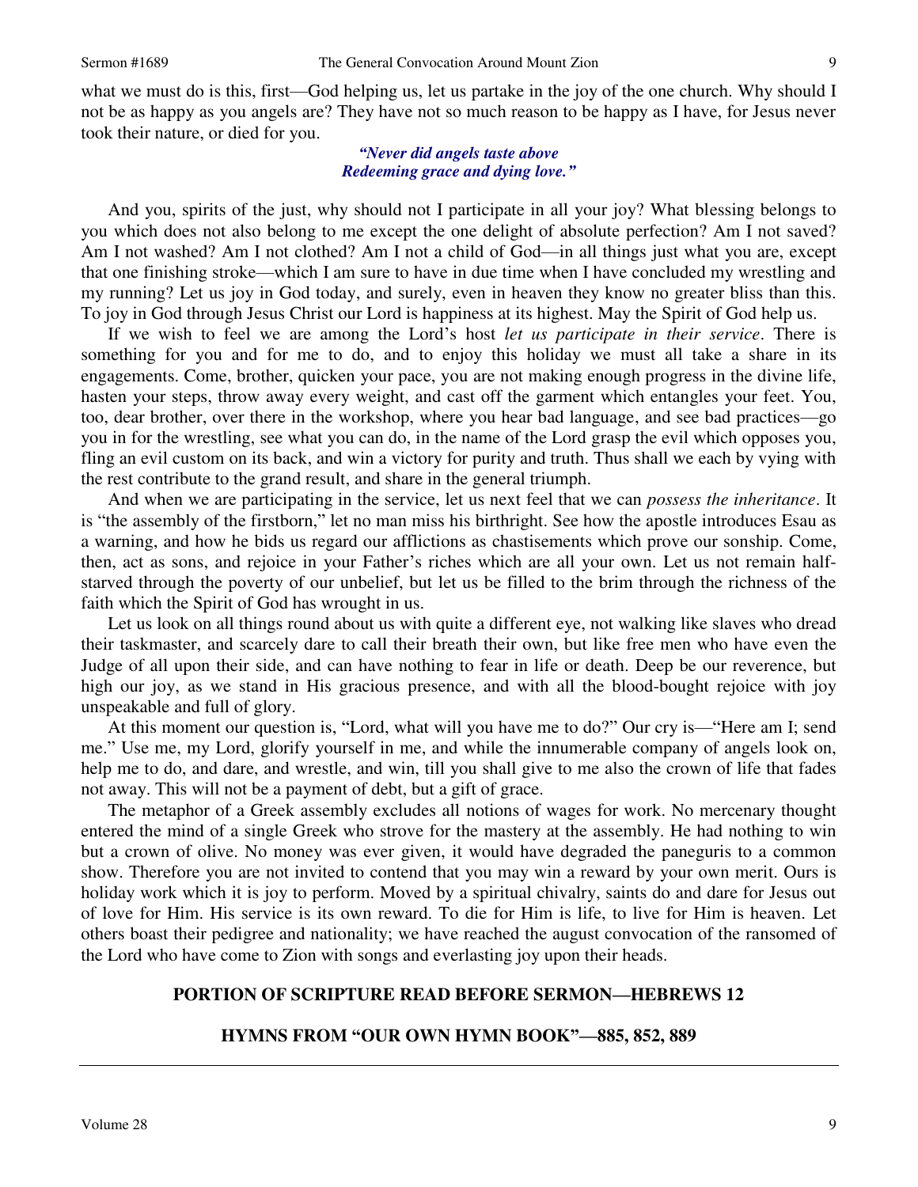what we must do is this, first—God helping us, let us partake in the joy of the one church. Why should I not be as happy as you angels are? They have not so much reason to be happy as I have, for Jesus never took their nature, or died for you.

> ***"Never did angels taste above***
> ***Redeeming grace and dying love."***

And you, spirits of the just, why should not I participate in all your joy? What blessing belongs to you which does not also belong to me except the one delight of absolute perfection? Am I not saved? Am I not washed? Am I not clothed? Am I not a child of God—in all things just what you are, except that one finishing stroke—which I am sure to have in due time when I have concluded my wrestling and my running? Let us joy in God today, and surely, even in heaven they know no greater bliss than this. To joy in God through Jesus Christ our Lord is happiness at its highest. May the Spirit of God help us.

If we wish to feel we are among the Lord's host *let us participate in their service*. There is something for you and for me to do, and to enjoy this holiday we must all take a share in its engagements. Come, brother, quicken your pace, you are not making enough progress in the divine life, hasten your steps, throw away every weight, and cast off the garment which entangles your feet. You, too, dear brother, over there in the workshop, where you hear bad language, and see bad practices—go you in for the wrestling, see what you can do, in the name of the Lord grasp the evil which opposes you, fling an evil custom on its back, and win a victory for purity and truth. Thus shall we each by vying with the rest contribute to the grand result, and share in the general triumph.

And when we are participating in the service, let us next feel that we can *possess the inheritance*. It is "the assembly of the firstborn," let no man miss his birthright. See how the apostle introduces Esau as a warning, and how he bids us regard our afflictions as chastisements which prove our sonship. Come, then, act as sons, and rejoice in your Father's riches which are all your own. Let us not remain half-starved through the poverty of our unbelief, but let us be filled to the brim through the richness of the faith which the Spirit of God has wrought in us.

Let us look on all things round about us with quite a different eye, not walking like slaves who dread their taskmaster, and scarcely dare to call their breath their own, but like free men who have even the Judge of all upon their side, and can have nothing to fear in life or death. Deep be our reverence, but high our joy, as we stand in His gracious presence, and with all the blood-bought rejoice with joy unspeakable and full of glory.

At this moment our question is, "Lord, what will you have me to do?" Our cry is—"Here am I; send me." Use me, my Lord, glorify yourself in me, and while the innumerable company of angels look on, help me to do, and dare, and wrestle, and win, till you shall give to me also the crown of life that fades not away. This will not be a payment of debt, but a gift of grace.

The metaphor of a Greek assembly excludes all notions of wages for work. No mercenary thought entered the mind of a single Greek who strove for the mastery at the assembly. He had nothing to win but a crown of olive. No money was ever given, it would have degraded the paneguris to a common show. Therefore you are not invited to contend that you may win a reward by your own merit. Ours is holiday work which it is joy to perform. Moved by a spiritual chivalry, saints do and dare for Jesus out of love for Him. His service is its own reward. To die for Him is life, to live for Him is heaven. Let others boast their pedigree and nationality; we have reached the august convocation of the ransomed of the Lord who have come to Zion with songs and everlasting joy upon their heads.

**PORTION OF SCRIPTURE READ BEFORE SERMON—HEBREWS 12**

**HYMNS FROM "OUR OWN HYMN BOOK"—885, 852, 889**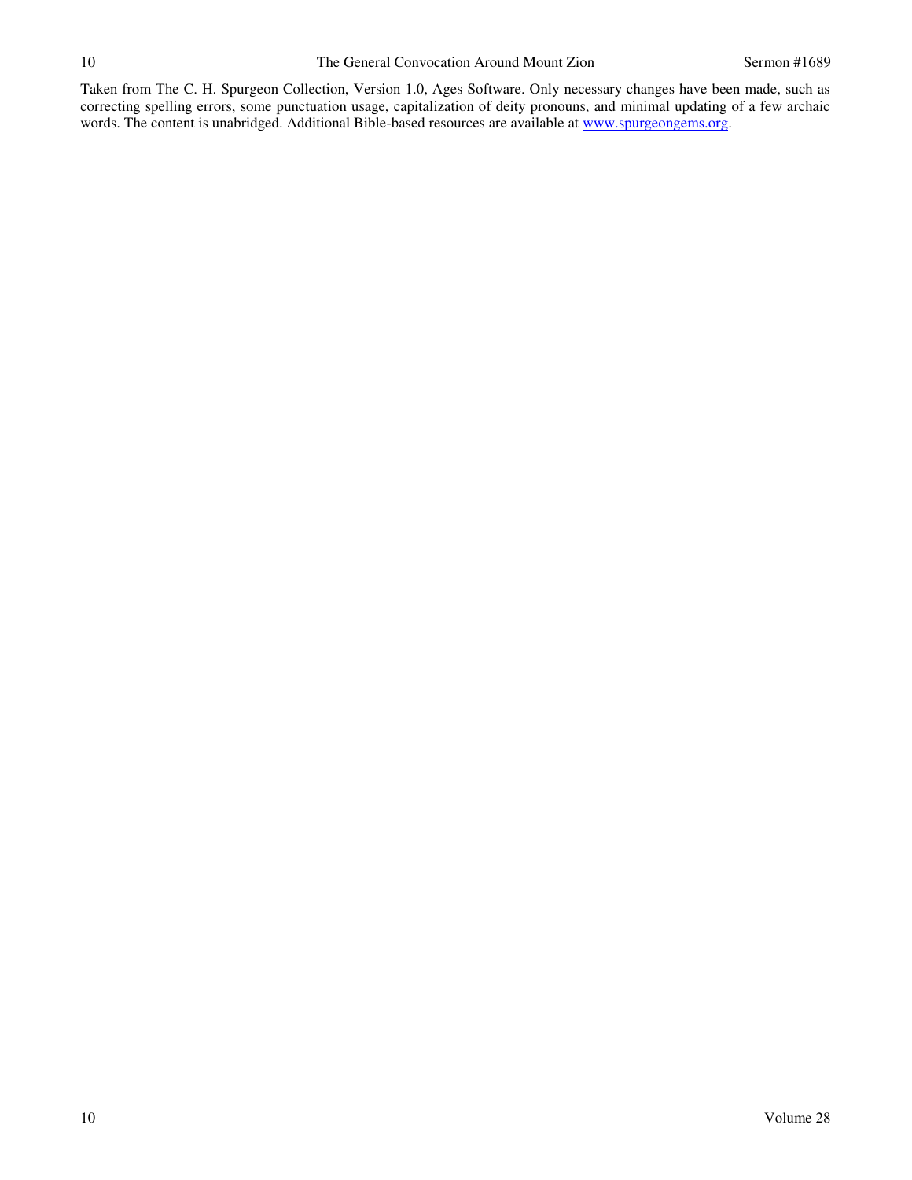Taken from The C. H. Spurgeon Collection, Version 1.0, Ages Software. Only necessary changes have been made, such as correcting spelling errors, some punctuation usage, capitalization of deity pronouns, and minimal updating of a few archaic words. The content is unabridged. Additional Bible-based resources are available at [www.spurgeongems.org](http://www.spurgeongems.org).